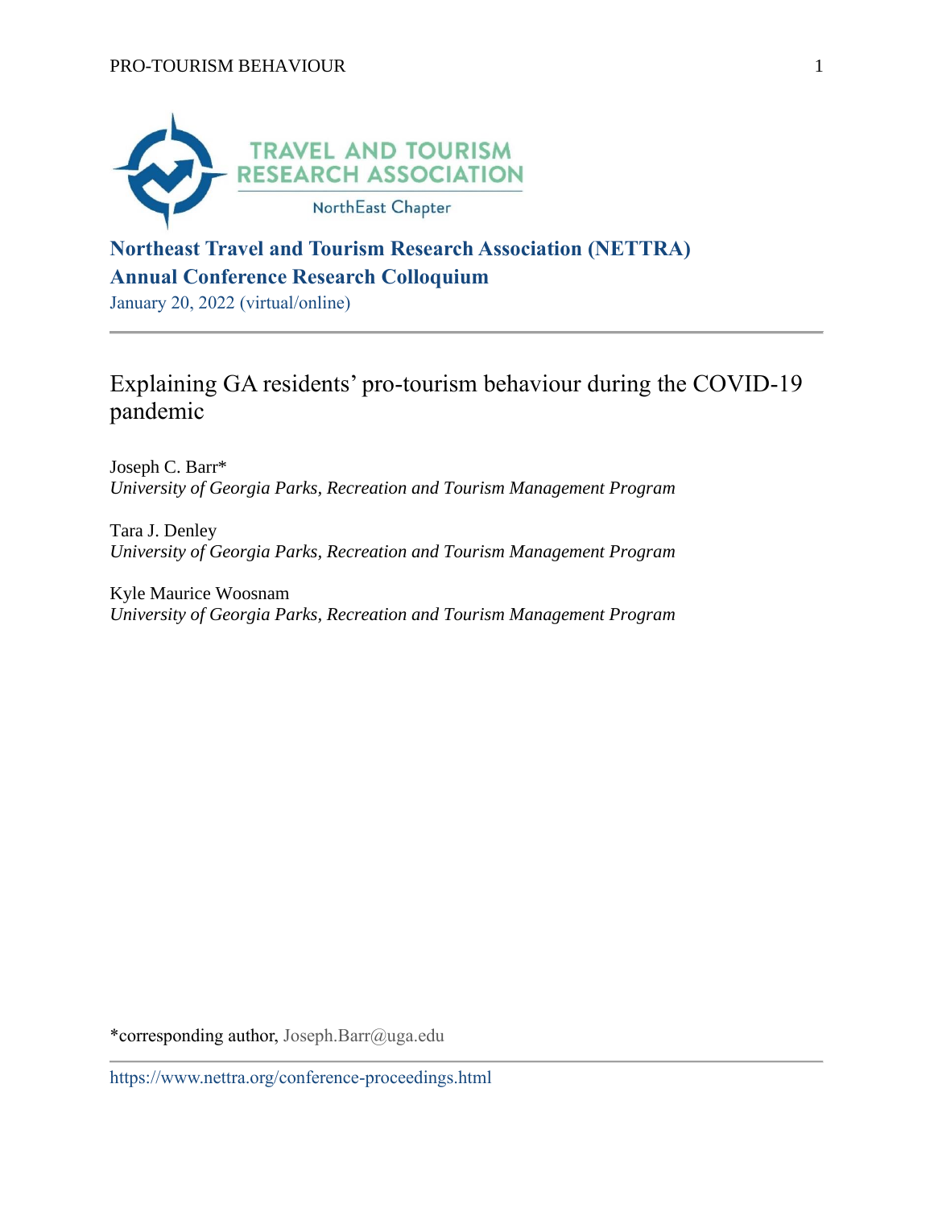**Northeast Travel and Tourism Research Association (NETTRA) Annual Conference Research Colloquium**

January 20, 2022 (virtual/online)

---

# Explaining GA residents' pro-tourism behaviour during the COVID-19 pandemic

Joseph C. Barr*
*University of Georgia Parks, Recreation and Tourism Management Program*

Tara J. Denley
*University of Georgia Parks, Recreation and Tourism Management Program*

Kyle Maurice Woosnam
*University of Georgia Parks, Recreation and Tourism Management Program*

*corresponding author, Joseph.Barr@uga.edu

https://www.nettra.org/conference-proceedings.html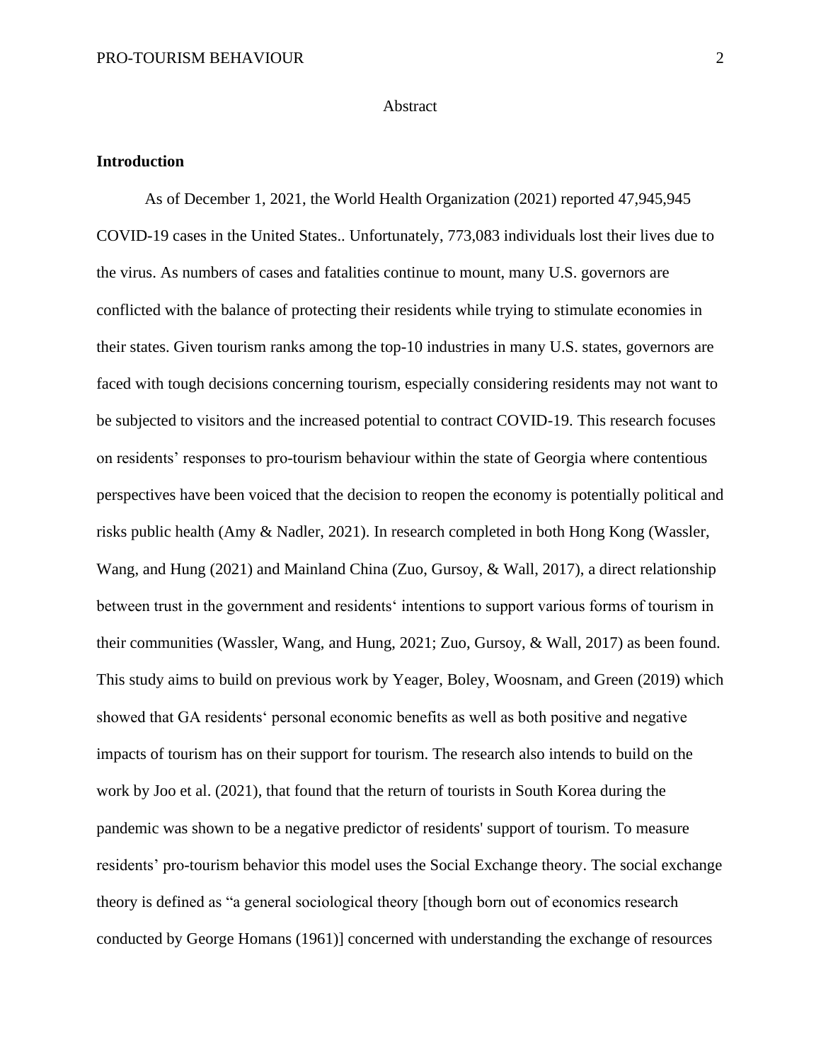Abstract

## Introduction

As of December 1, 2021, the World Health Organization (2021) reported 47,945,945 COVID-19 cases in the United States.. Unfortunately, 773,083 individuals lost their lives due to the virus. As numbers of cases and fatalities continue to mount, many U.S. governors are conflicted with the balance of protecting their residents while trying to stimulate economies in their states. Given tourism ranks among the top-10 industries in many U.S. states, governors are faced with tough decisions concerning tourism, especially considering residents may not want to be subjected to visitors and the increased potential to contract COVID-19. This research focuses on residents' responses to pro-tourism behaviour within the state of Georgia where contentious perspectives have been voiced that the decision to reopen the economy is potentially political and risks public health (Amy & Nadler, 2021). In research completed in both Hong Kong (Wassler, Wang, and Hung (2021) and Mainland China (Zuo, Gursoy, & Wall, 2017), a direct relationship between trust in the government and residents' intentions to support various forms of tourism in their communities (Wassler, Wang, and Hung, 2021; Zuo, Gursoy, & Wall, 2017) as been found. This study aims to build on previous work by Yeager, Boley, Woosnam, and Green (2019) which showed that GA residents' personal economic benefits as well as both positive and negative impacts of tourism has on their support for tourism. The research also intends to build on the work by Joo et al. (2021), that found that the return of tourists in South Korea during the pandemic was shown to be a negative predictor of residents' support of tourism. To measure residents' pro-tourism behavior this model uses the Social Exchange theory. The social exchange theory is defined as "a general sociological theory [though born out of economics research conducted by George Homans (1961)] concerned with understanding the exchange of resources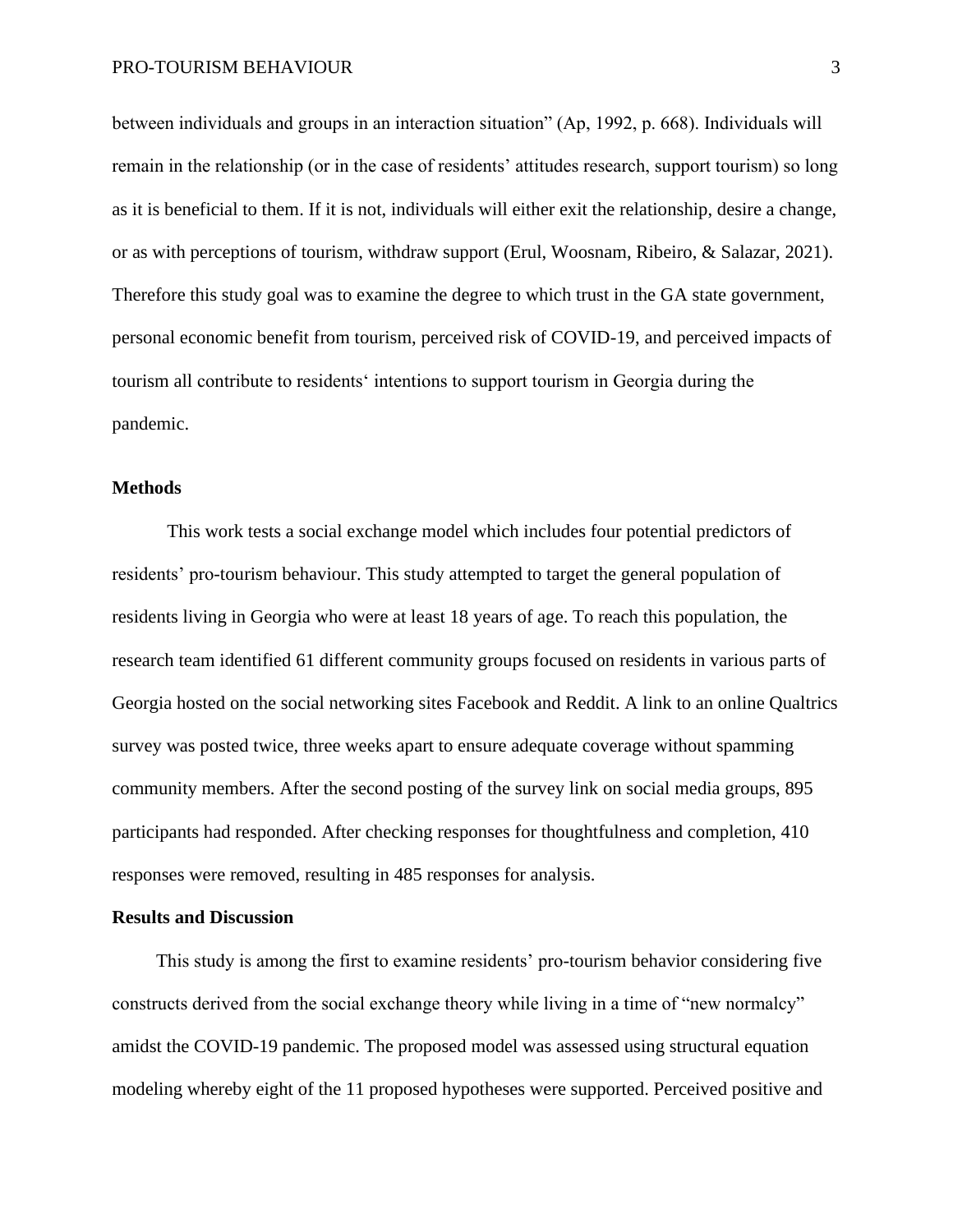between individuals and groups in an interaction situation" (Ap, 1992, p. 668). Individuals will remain in the relationship (or in the case of residents' attitudes research, support tourism) so long as it is beneficial to them. If it is not, individuals will either exit the relationship, desire a change, or as with perceptions of tourism, withdraw support (Erul, Woosnam, Ribeiro, & Salazar, 2021). Therefore this study goal was to examine the degree to which trust in the GA state government, personal economic benefit from tourism, perceived risk of COVID-19, and perceived impacts of tourism all contribute to residents' intentions to support tourism in Georgia during the pandemic.

## Methods

This work tests a social exchange model which includes four potential predictors of residents' pro-tourism behaviour. This study attempted to target the general population of residents living in Georgia who were at least 18 years of age. To reach this population, the research team identified 61 different community groups focused on residents in various parts of Georgia hosted on the social networking sites Facebook and Reddit. A link to an online Qualtrics survey was posted twice, three weeks apart to ensure adequate coverage without spamming community members. After the second posting of the survey link on social media groups, 895 participants had responded. After checking responses for thoughtfulness and completion, 410 responses were removed, resulting in 485 responses for analysis.

## Results and Discussion

This study is among the first to examine residents' pro-tourism behavior considering five constructs derived from the social exchange theory while living in a time of "new normalcy" amidst the COVID-19 pandemic. The proposed model was assessed using structural equation modeling whereby eight of the 11 proposed hypotheses were supported. Perceived positive and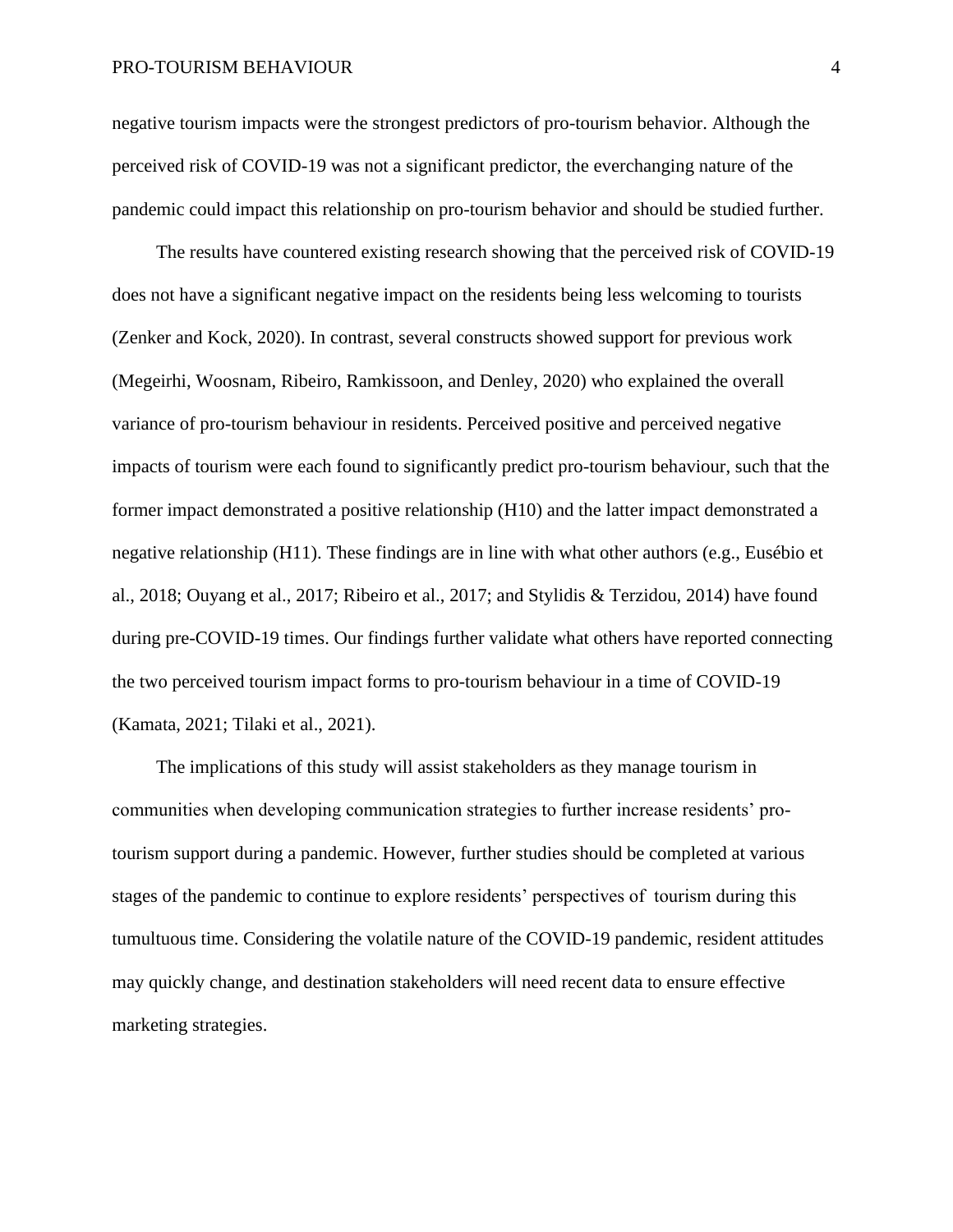negative tourism impacts were the strongest predictors of pro-tourism behavior. Although the perceived risk of COVID-19 was not a significant predictor, the everchanging nature of the pandemic could impact this relationship on pro-tourism behavior and should be studied further.

The results have countered existing research showing that the perceived risk of COVID-19 does not have a significant negative impact on the residents being less welcoming to tourists (Zenker and Kock, 2020). In contrast, several constructs showed support for previous work (Megeirhi, Woosnam, Ribeiro, Ramkissoon, and Denley, 2020) who explained the overall variance of pro-tourism behaviour in residents. Perceived positive and perceived negative impacts of tourism were each found to significantly predict pro-tourism behaviour, such that the former impact demonstrated a positive relationship (H10) and the latter impact demonstrated a negative relationship (H11). These findings are in line with what other authors (e.g., Eusébio et al., 2018; Ouyang et al., 2017; Ribeiro et al., 2017; and Stylidis & Terzidou, 2014) have found during pre-COVID-19 times. Our findings further validate what others have reported connecting the two perceived tourism impact forms to pro-tourism behaviour in a time of COVID-19 (Kamata, 2021; Tilaki et al., 2021).

The implications of this study will assist stakeholders as they manage tourism in communities when developing communication strategies to further increase residents' pro-tourism support during a pandemic. However, further studies should be completed at various stages of the pandemic to continue to explore residents' perspectives of tourism during this tumultuous time. Considering the volatile nature of the COVID-19 pandemic, resident attitudes may quickly change, and destination stakeholders will need recent data to ensure effective marketing strategies.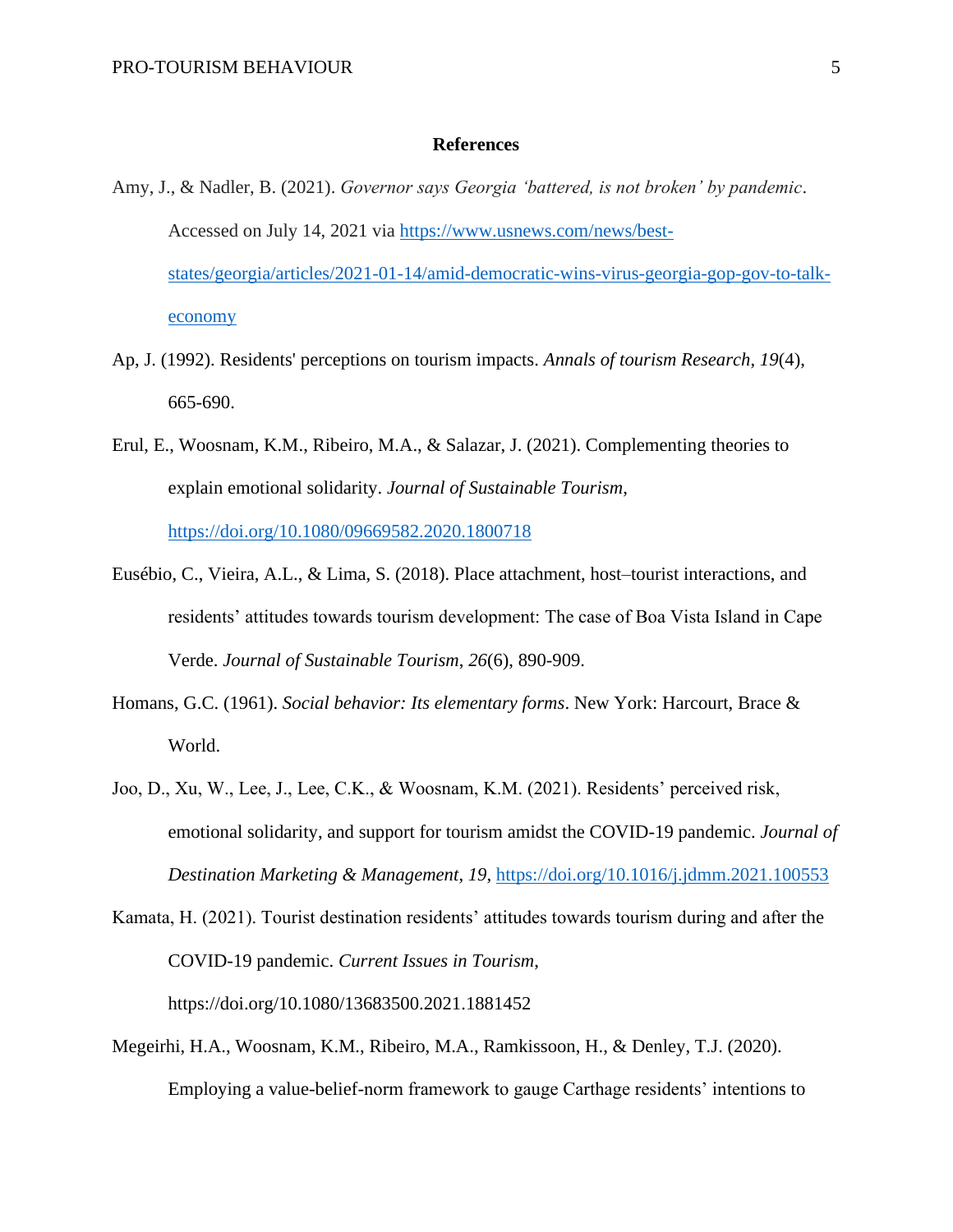## References

Amy, J., & Nadler, B. (2021). *Governor says Georgia 'battered, is not broken' by pandemic*. Accessed on July 14, 2021 via [https://www.usnews.com/news/best-states/georgia/articles/2021-01-14/amid-democratic-wins-virus-georgia-gop-gov-to-talk-economy](https://www.usnews.com/news/best-states/georgia/articles/2021-01-14/amid-democratic-wins-virus-georgia-gop-gov-to-talk-economy)

Ap, J. (1992). Residents' perceptions on tourism impacts. *Annals of tourism Research*, *19*(4), 665-690.

Erul, E., Woosnam, K.M., Ribeiro, M.A., & Salazar, J. (2021). Complementing theories to explain emotional solidarity. *Journal of Sustainable Tourism*, [https://doi.org/10.1080/09669582.2020.1800718](https://doi.org/10.1080/09669582.2020.1800718)

Eusébio, C., Vieira, A.L., & Lima, S. (2018). Place attachment, host–tourist interactions, and residents' attitudes towards tourism development: The case of Boa Vista Island in Cape Verde. *Journal of Sustainable Tourism*, *26*(6), 890-909.

Homans, G.C. (1961). *Social behavior: Its elementary forms*. New York: Harcourt, Brace & World.

Joo, D., Xu, W., Lee, J., Lee, C.K., & Woosnam, K.M. (2021). Residents' perceived risk, emotional solidarity, and support for tourism amidst the COVID-19 pandemic. *Journal of Destination Marketing & Management*, *19*, [https://doi.org/10.1016/j.jdmm.2021.100553](https://doi.org/10.1016/j.jdmm.2021.100553)

Kamata, H. (2021). Tourist destination residents' attitudes towards tourism during and after the COVID-19 pandemic. *Current Issues in Tourism*, https://doi.org/10.1080/13683500.2021.1881452

Megeirhi, H.A., Woosnam, K.M., Ribeiro, M.A., Ramkissoon, H., & Denley, T.J. (2020). Employing a value-belief-norm framework to gauge Carthage residents' intentions to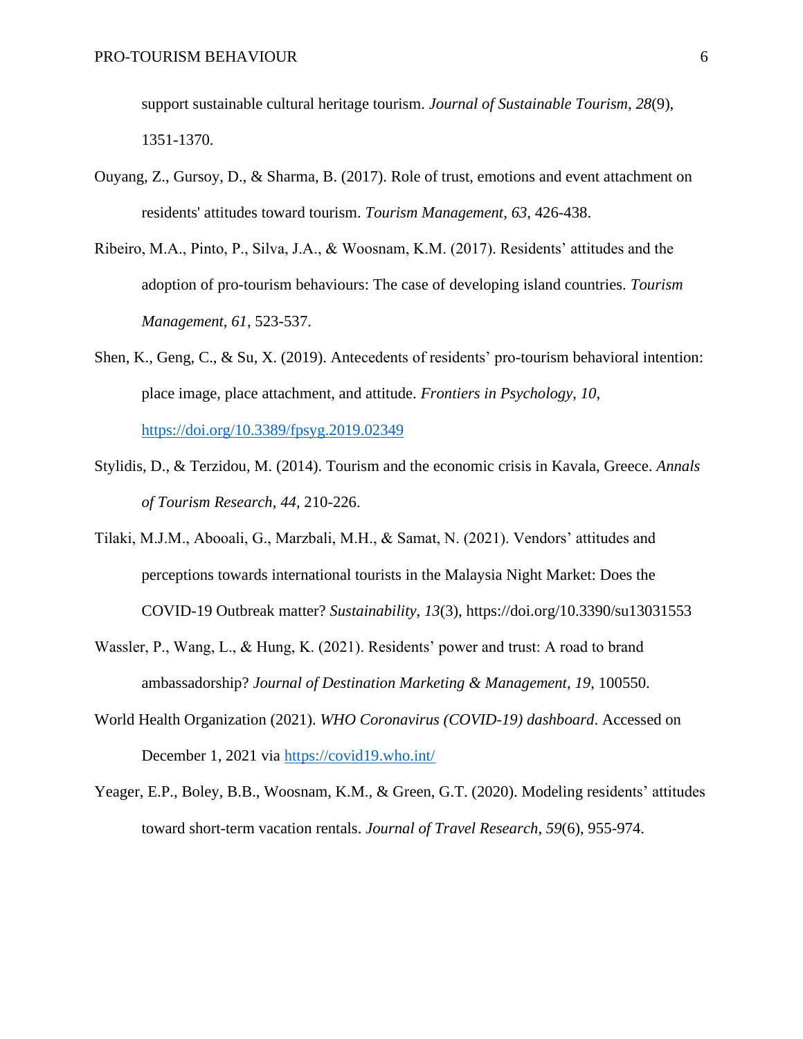support sustainable cultural heritage tourism. *Journal of Sustainable Tourism*, *28*(9), 1351-1370.

Ouyang, Z., Gursoy, D., & Sharma, B. (2017). Role of trust, emotions and event attachment on residents' attitudes toward tourism. *Tourism Management*, *63*, 426-438.

Ribeiro, M.A., Pinto, P., Silva, J.A., & Woosnam, K.M. (2017). Residents' attitudes and the adoption of pro-tourism behaviours: The case of developing island countries. *Tourism Management*, *61*, 523-537.

Shen, K., Geng, C., & Su, X. (2019). Antecedents of residents' pro-tourism behavioral intention: place image, place attachment, and attitude. *Frontiers in Psychology*, *10*, https://doi.org/10.3389/fpsyg.2019.02349

Stylidis, D., & Terzidou, M. (2014). Tourism and the economic crisis in Kavala, Greece. *Annals of Tourism Research*, *44*, 210-226.

Tilaki, M.J.M., Abooali, G., Marzbali, M.H., & Samat, N. (2021). Vendors' attitudes and perceptions towards international tourists in the Malaysia Night Market: Does the COVID-19 Outbreak matter? *Sustainability*, *13*(3), https://doi.org/10.3390/su13031553

Wassler, P., Wang, L., & Hung, K. (2021). Residents' power and trust: A road to brand ambassadorship? *Journal of Destination Marketing & Management*, *19*, 100550.

World Health Organization (2021). *WHO Coronavirus (COVID-19) dashboard*. Accessed on December 1, 2021 via https://covid19.who.int/

Yeager, E.P., Boley, B.B., Woosnam, K.M., & Green, G.T. (2020). Modeling residents' attitudes toward short-term vacation rentals. *Journal of Travel Research*, *59*(6), 955-974.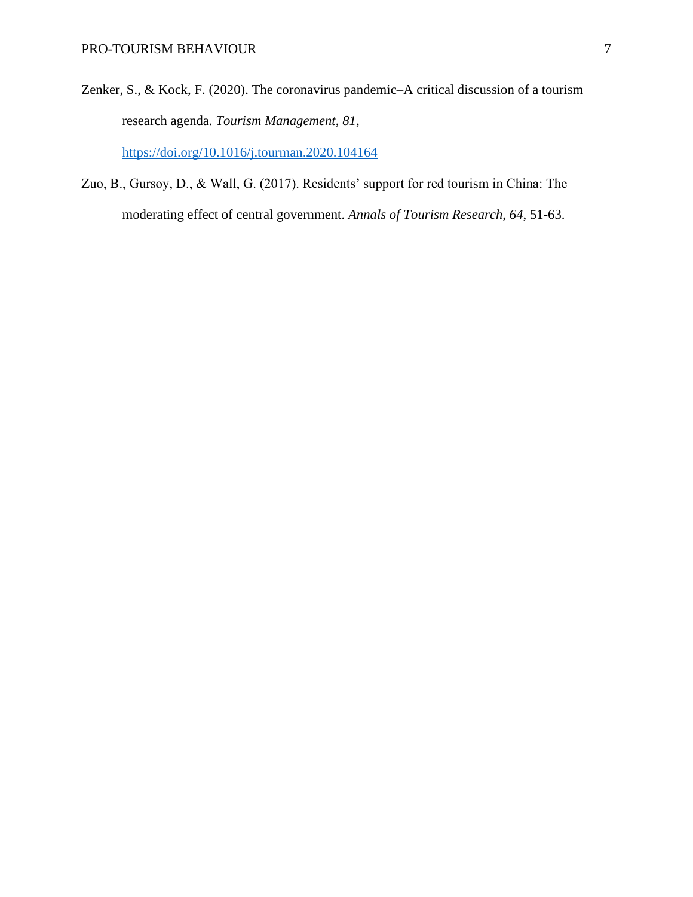Zenker, S., & Kock, F. (2020). The coronavirus pandemic–A critical discussion of a tourism research agenda. *Tourism Management*, *81*, https://doi.org/10.1016/j.tourman.2020.104164

Zuo, B., Gursoy, D., & Wall, G. (2017). Residents' support for red tourism in China: The moderating effect of central government. *Annals of Tourism Research*, *64*, 51-63.